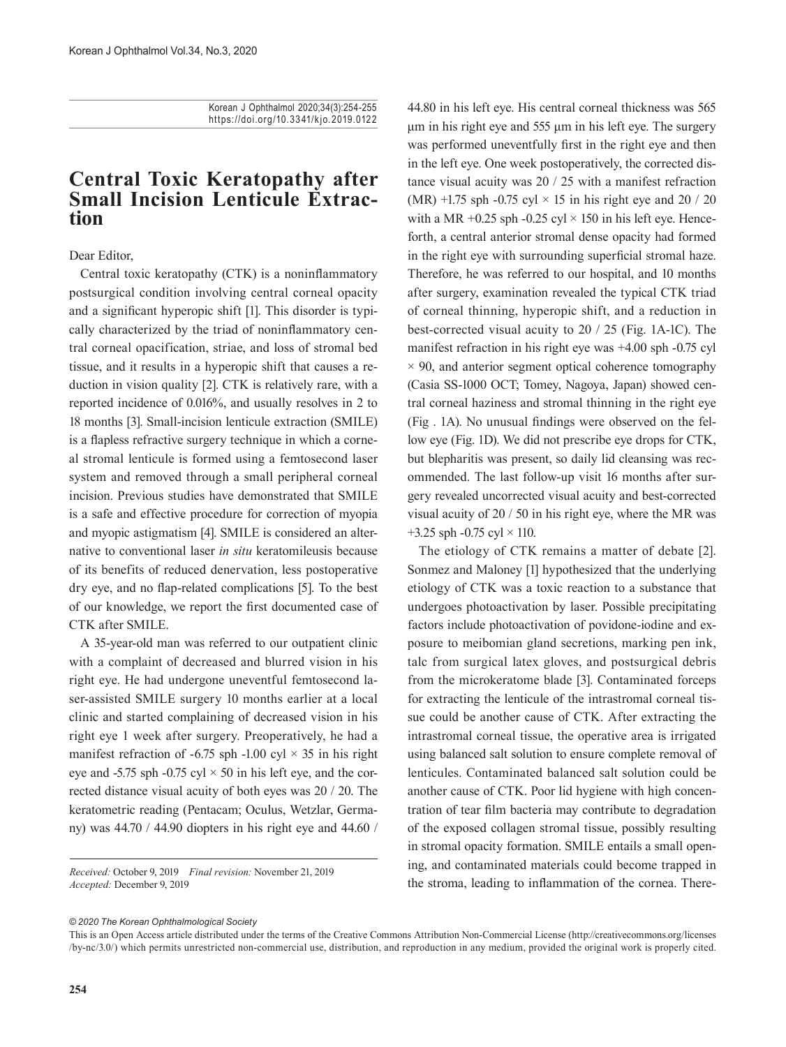# Central Toxic Keratopathy after Small Incision Lenticule Extraction

Dear Editor,

Central toxic keratopathy (CTK) is a noninflammatory postsurgical condition involving central corneal opacity and a significant hyperopic shift [1]. This disorder is typically characterized by the triad of noninflammatory central corneal opacification, striae, and loss of stromal bed tissue, and it results in a hyperopic shift that causes a reduction in vision quality [2]. CTK is relatively rare, with a reported incidence of 0.016%, and usually resolves in 2 to 18 months [3]. Small-incision lenticule extraction (SMILE) is a flapless refractive surgery technique in which a corneal stromal lenticule is formed using a femtosecond laser system and removed through a small peripheral corneal incision. Previous studies have demonstrated that SMILE is a safe and effective procedure for correction of myopia and myopic astigmatism [4]. SMILE is considered an alternative to conventional laser *in situ* keratomileusis because of its benefits of reduced denervation, less postoperative dry eye, and no flap-related complications [5]. To the best of our knowledge, we report the first documented case of CTK after SMILE.

A 35-year-old man was referred to our outpatient clinic with a complaint of decreased and blurred vision in his right eye. He had undergone uneventful femtosecond laser-assisted SMILE surgery 10 months earlier at a local clinic and started complaining of decreased vision in his right eye 1 week after surgery. Preoperatively, he had a manifest refraction of -6.75 sph -1.00 cyl × 35 in his right eye and -5.75 sph -0.75 cyl × 50 in his left eye, and the corrected distance visual acuity of both eyes was 20 / 20. The keratometric reading (Pentacam; Oculus, Wetzlar, Germany) was 44.70 / 44.90 diopters in his right eye and 44.60 / 44.80 in his left eye. His central corneal thickness was 565 μm in his right eye and 555 μm in his left eye. The surgery was performed uneventfully first in the right eye and then in the left eye. One week postoperatively, the corrected distance visual acuity was 20 / 25 with a manifest refraction (MR) +1.75 sph -0.75 cyl × 15 in his right eye and 20 / 20 with a MR +0.25 sph -0.25 cyl × 150 in his left eye. Henceforth, a central anterior stromal dense opacity had formed in the right eye with surrounding superficial stromal haze. Therefore, he was referred to our hospital, and 10 months after surgery, examination revealed the typical CTK triad of corneal thinning, hyperopic shift, and a reduction in best-corrected visual acuity to 20 / 25 (Fig. 1A-1C). The manifest refraction in his right eye was +4.00 sph -0.75 cyl × 90, and anterior segment optical coherence tomography (Casia SS-1000 OCT; Tomey, Nagoya, Japan) showed central corneal haziness and stromal thinning in the right eye (Fig . 1A). No unusual findings were observed on the fellow eye (Fig. 1D). We did not prescribe eye drops for CTK, but blepharitis was present, so daily lid cleansing was recommended. The last follow-up visit 16 months after surgery revealed uncorrected visual acuity and best-corrected visual acuity of 20 / 50 in his right eye, where the MR was +3.25 sph -0.75 cyl × 110.

The etiology of CTK remains a matter of debate [2]. Sonmez and Maloney [1] hypothesized that the underlying etiology of CTK was a toxic reaction to a substance that undergoes photoactivation by laser. Possible precipitating factors include photoactivation of povidone-iodine and exposure to meibomian gland secretions, marking pen ink, talc from surgical latex gloves, and postsurgical debris from the microkeratome blade [3]. Contaminated forceps for extracting the lenticule of the intrastromal corneal tissue could be another cause of CTK. After extracting the intrastromal corneal tissue, the operative area is irrigated using balanced salt solution to ensure complete removal of lenticules. Contaminated balanced salt solution could be another cause of CTK. Poor lid hygiene with high concentration of tear film bacteria may contribute to degradation of the exposed collagen stromal tissue, possibly resulting in stromal opacity formation. SMILE entails a small opening, and contaminated materials could become trapped in the stroma, leading to inflammation of the cornea. There-

*Received:* October 9, 2019 *Final revision:* November 21, 2019
*Accepted:* December 9, 2019

*© 2020 The Korean Ophthalmological Society*

This is an Open Access article distributed under the terms of the Creative Commons Attribution Non-Commercial License (http://creativecommons.org/licenses/by-nc/3.0/) which permits unrestricted non-commercial use, distribution, and reproduction in any medium, provided the original work is properly cited.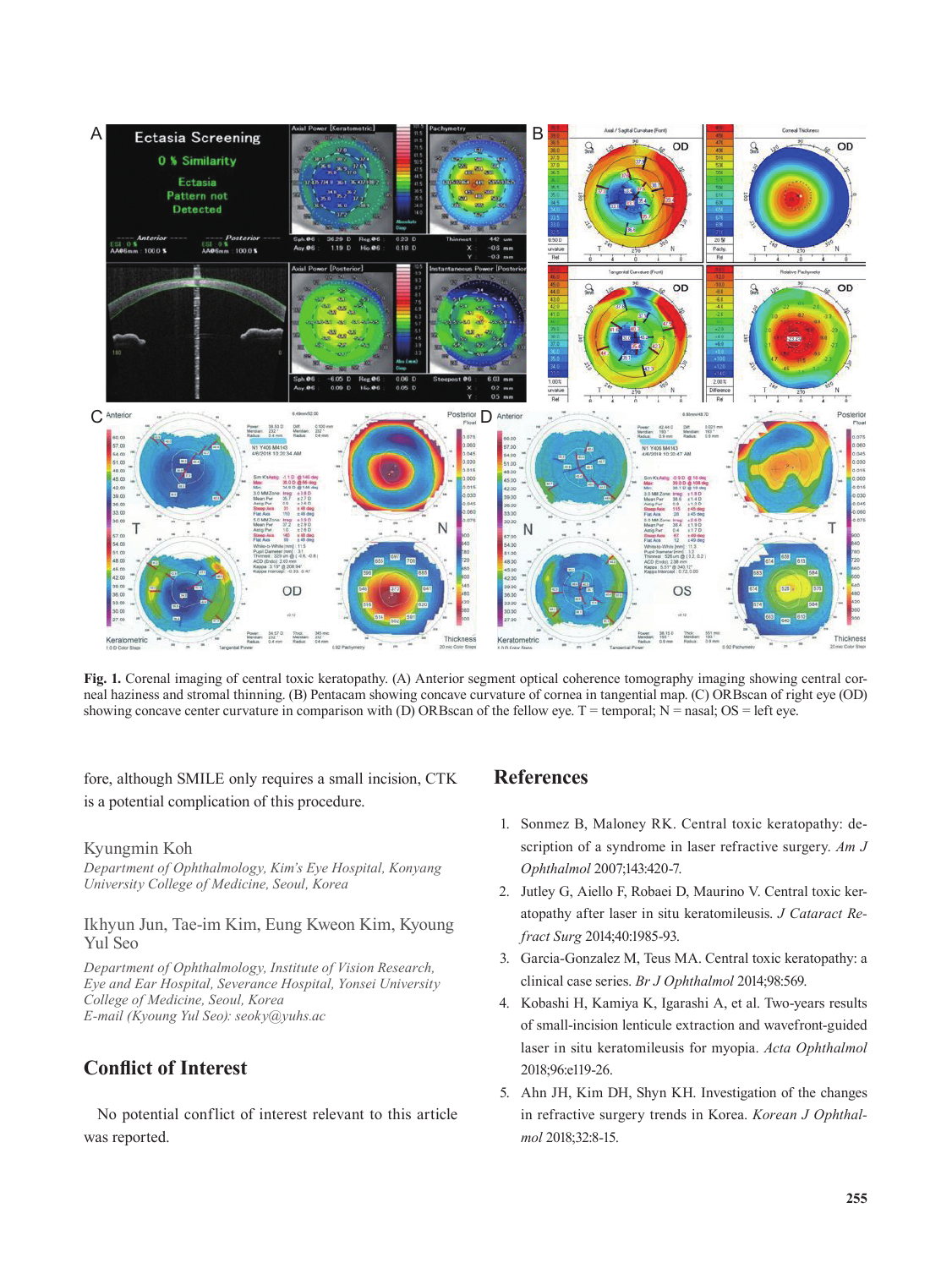**Fig. 1.** Corenal imaging of central toxic keratopathy. (A) Anterior segment optical coherence tomography imaging showing central corneal haziness and stromal thinning. (B) Pentacam showing concave curvature of cornea in tangential map. (C) ORBscan of right eye (OD) showing concave center curvature in comparison with (D) ORBscan of the fellow eye. T = temporal; N = nasal; OS = left eye.

fore, although SMILE only requires a small incision, CTK is a potential complication of this procedure.

Kyungmin Koh

*Department of Ophthalmology, Kim's Eye Hospital, Konyang University College of Medicine, Seoul, Korea*

Ikhyun Jun, Tae-im Kim, Eung Kweon Kim, Kyoung Yul Seo

*Department of Ophthalmology, Institute of Vision Research, Eye and Ear Hospital, Severance Hospital, Yonsei University College of Medicine, Seoul, Korea*
*E-mail (Kyoung Yul Seo): seoky@yuhs.ac*

## Conflict of Interest

No potential conflict of interest relevant to this article was reported.

## References

1. Sonmez B, Maloney RK. Central toxic keratopathy: description of a syndrome in laser refractive surgery. *Am J Ophthalmol* 2007;143:420-7.
2. Jutley G, Aiello F, Robaei D, Maurino V. Central toxic keratopathy after laser in situ keratomileusis. *J Cataract Refract Surg* 2014;40:1985-93.
3. Garcia-Gonzalez M, Teus MA. Central toxic keratopathy: a clinical case series. *Br J Ophthalmol* 2014;98:569.
4. Kobashi H, Kamiya K, Igarashi A, et al. Two-years results of small-incision lenticule extraction and wavefront-guided laser in situ keratomileusis for myopia. *Acta Ophthalmol* 2018;96:e119-26.
5. Ahn JH, Kim DH, Shyn KH. Investigation of the changes in refractive surgery trends in Korea. *Korean J Ophthalmol* 2018;32:8-15.